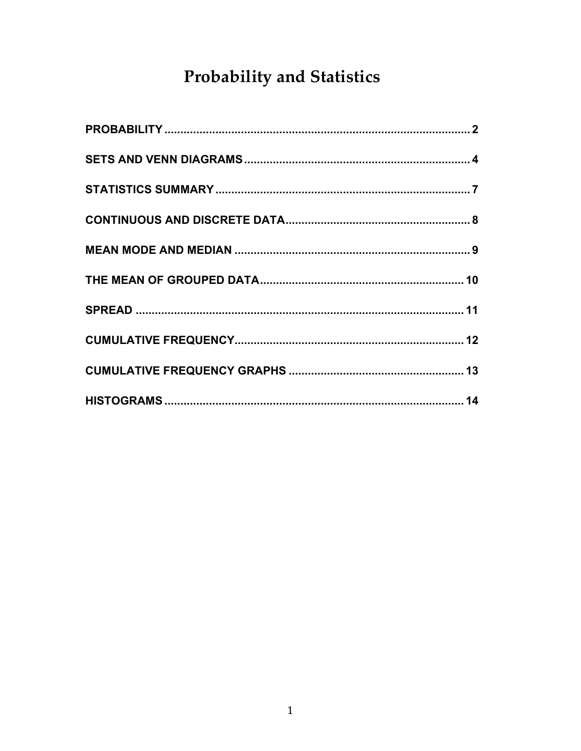# Probability and Statistics

**PROBABILITY** ................................................................................................ 2

**SETS AND VENN DIAGRAMS** ...................................................................... 4

**STATISTICS SUMMARY** .............................................................................. 7

**CONTINUOUS AND DISCRETE DATA** ......................................................... 8

**MEAN MODE AND MEDIAN** ......................................................................... 9

**THE MEAN OF GROUPED DATA** ................................................................ 10

**SPREAD** ...................................................................................................... 11

**CUMULATIVE FREQUENCY** ....................................................................... 12

**CUMULATIVE FREQUENCY GRAPHS** ...................................................... 13

**HISTOGRAMS** ............................................................................................. 14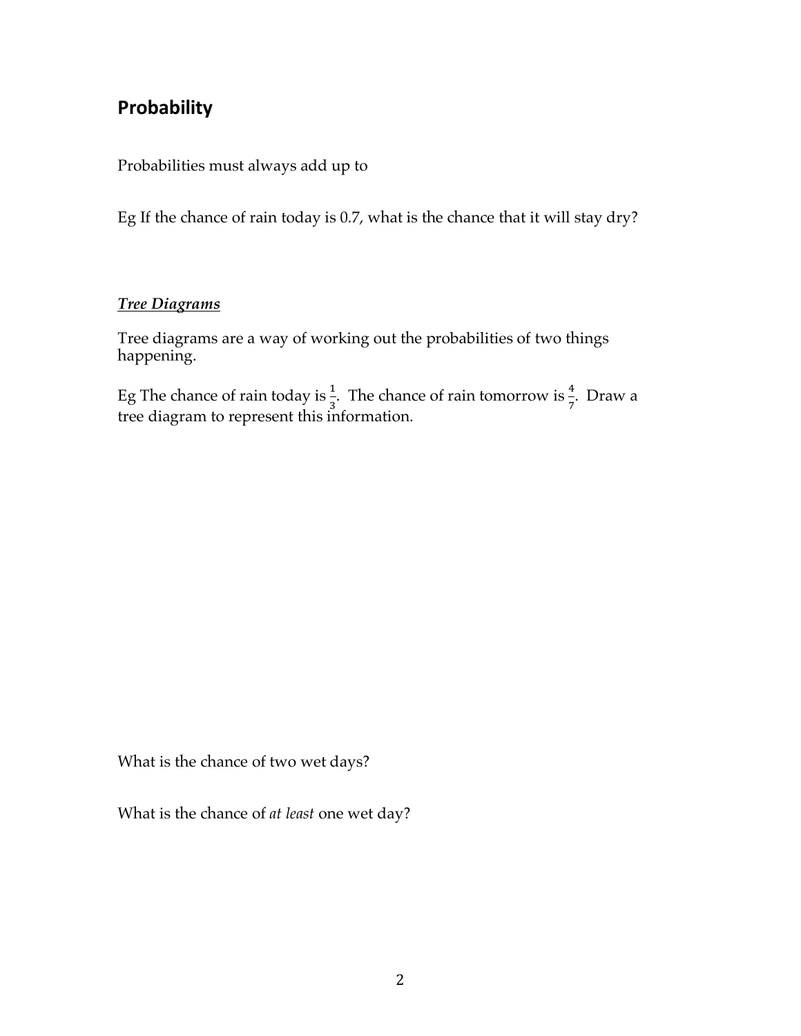# Probability

Probabilities must always add up to

Eg If the chance of rain today is 0.7, what is the chance that it will stay dry?

***Tree Diagrams***

Tree diagrams are a way of working out the probabilities of two things happening.

Eg The chance of rain today is $\frac{1}{3}$. The chance of rain tomorrow is $\frac{4}{7}$. Draw a tree diagram to represent this information.

What is the chance of two wet days?

What is the chance of *at least* one wet day?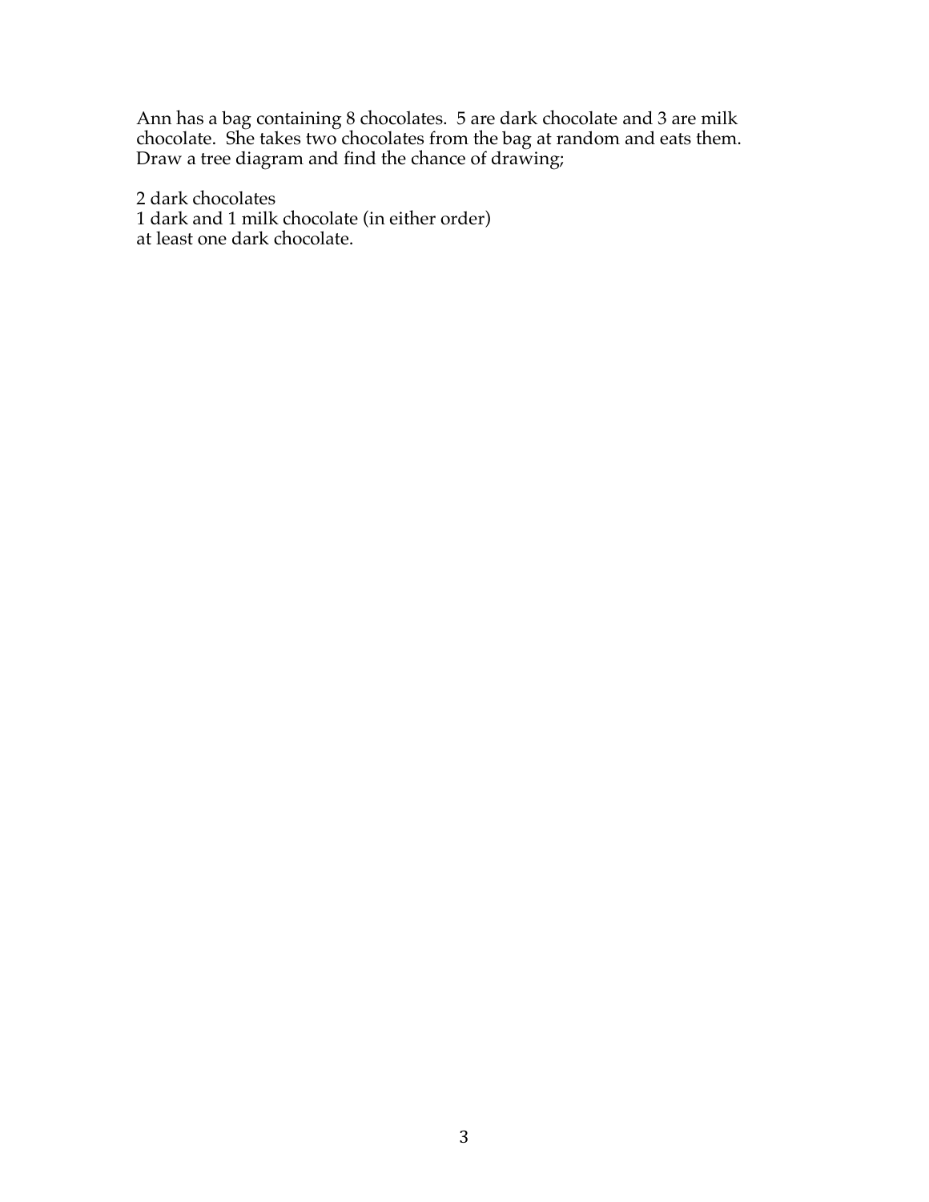Ann has a bag containing 8 chocolates. 5 are dark chocolate and 3 are milk chocolate. She takes two chocolates from the bag at random and eats them. Draw a tree diagram and find the chance of drawing;

2 dark chocolates
1 dark and 1 milk chocolate (in either order)
at least one dark chocolate.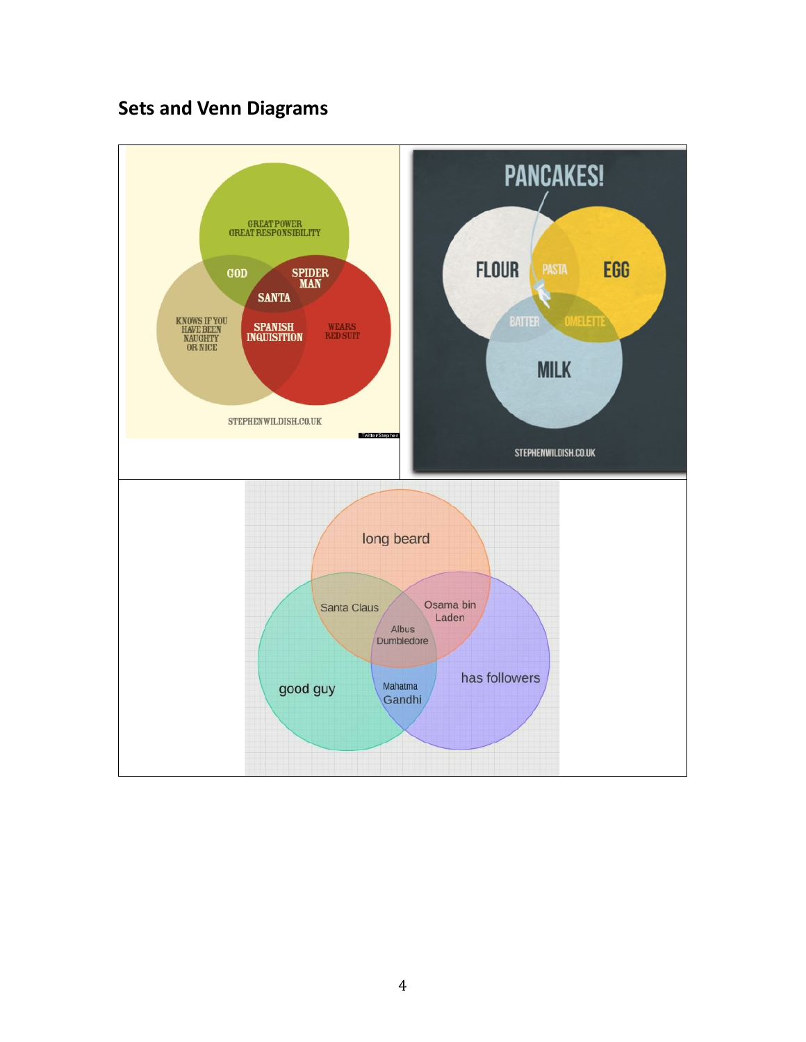## Sets and Venn Diagrams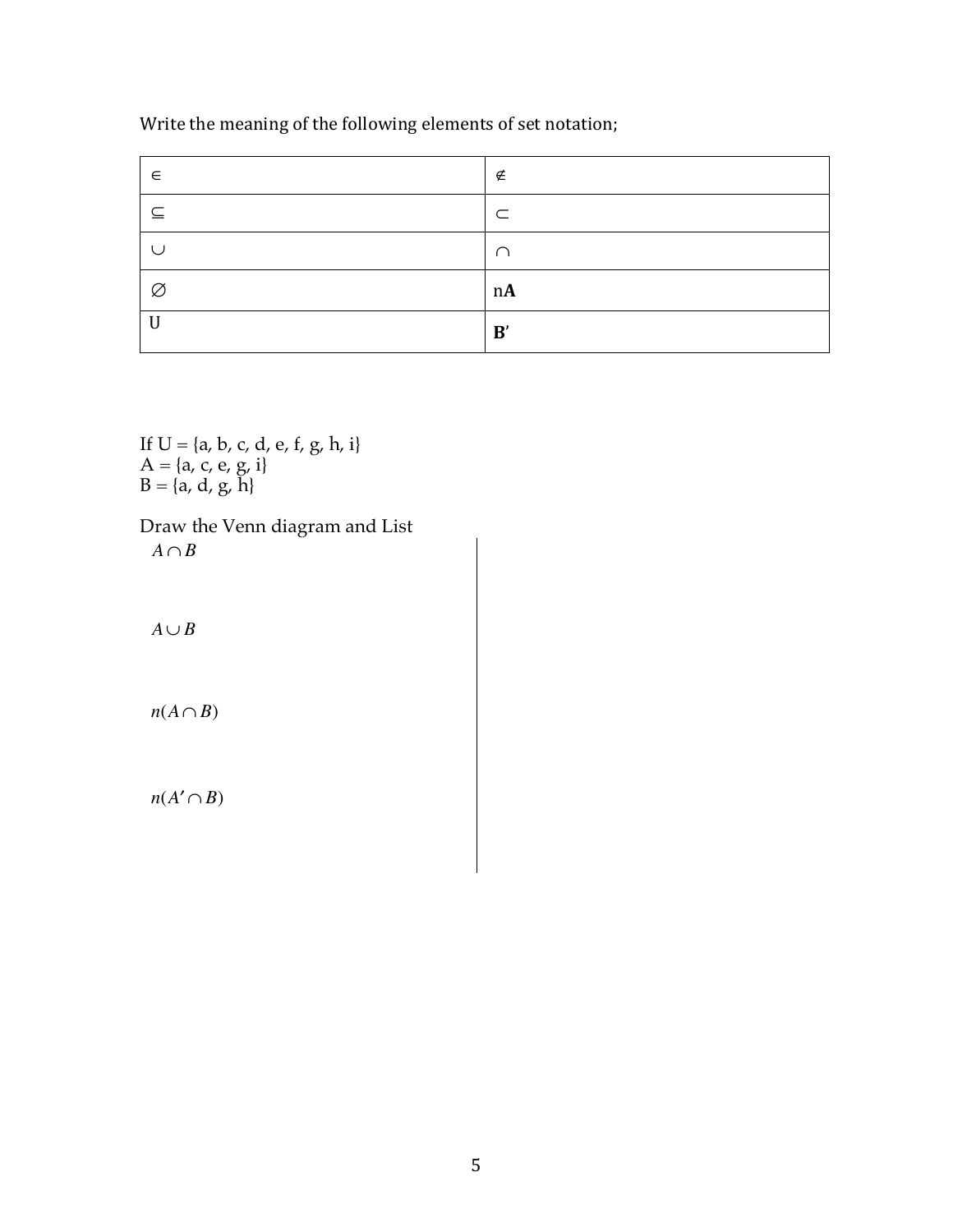Write the meaning of the following elements of set notation;

| | |
|---|---|
| $\in$ | $\notin$ |
| $\subseteq$ | $\subset$ |
| $\cup$ | $\cap$ |
| $\varnothing$ | n**A** |
| U | **B**′ |

If U = {a, b, c, d, e, f, g, h, i}
A = {a, c, e, g, i}
B = {a, d, g, h}

Draw the Venn diagram and List

$A \cap B$

$A \cup B$

$n(A \cap B)$

$n(A' \cap B)$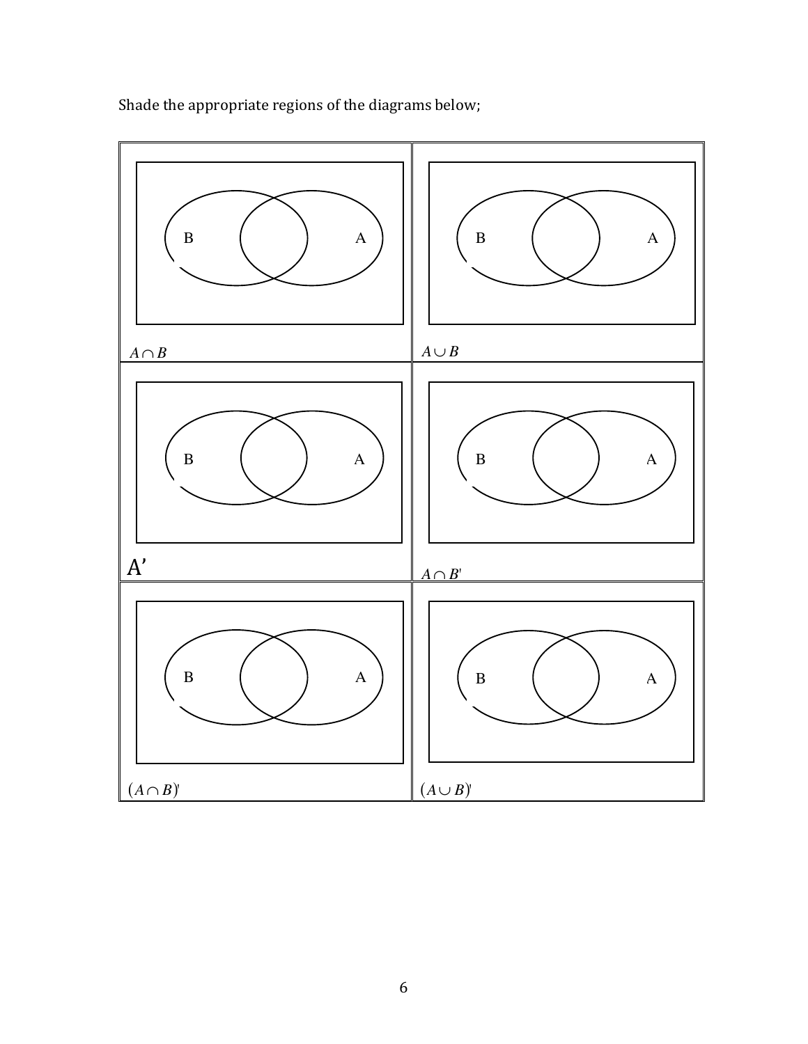Shade the appropriate regions of the diagrams below;

| | |
|---|---|
| B A<br>$A \cap B$ | B A<br>$A \cup B$ |
| B A<br>A' | B A<br>$A \cap B'$ |
| B A<br>$(A \cap B)'$ | B A<br>$(A \cup B)'$ |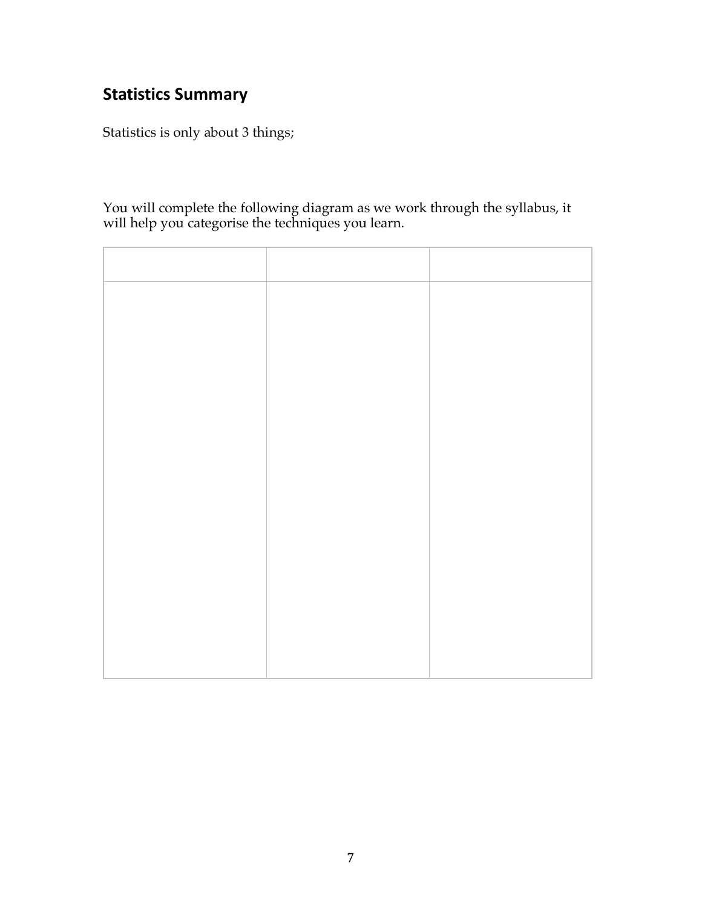## Statistics Summary

Statistics is only about 3 things;

You will complete the following diagram as we work through the syllabus, it will help you categorise the techniques you learn.

| | | |
|---|---|---|
| | | |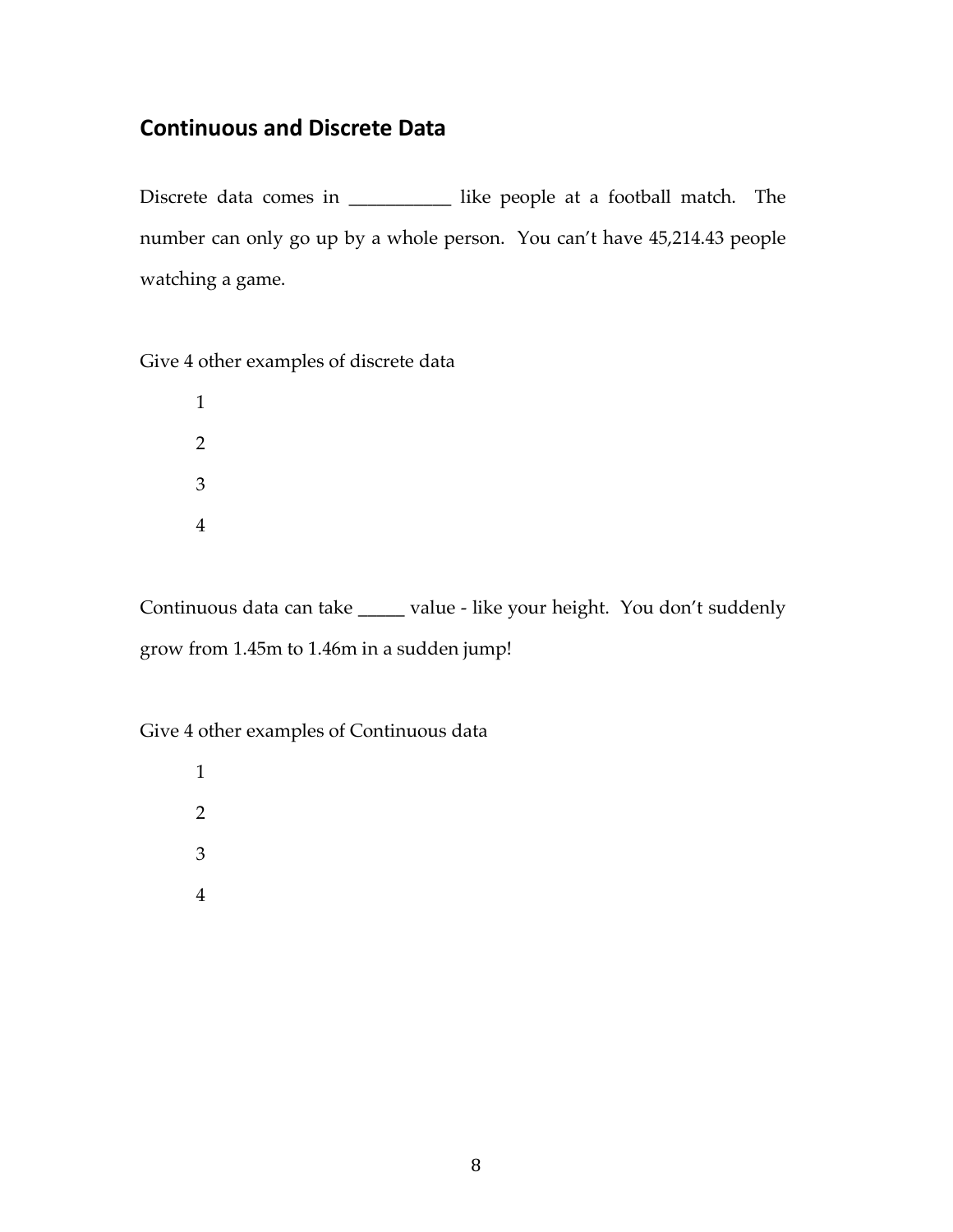## Continuous and Discrete Data

Discrete data comes in ___________ like people at a football match. The number can only go up by a whole person. You can't have 45,214.43 people watching a game.

Give 4 other examples of discrete data

1
2
3
4

Continuous data can take _____ value - like your height. You don't suddenly grow from 1.45m to 1.46m in a sudden jump!

Give 4 other examples of Continuous data

1
2
3
4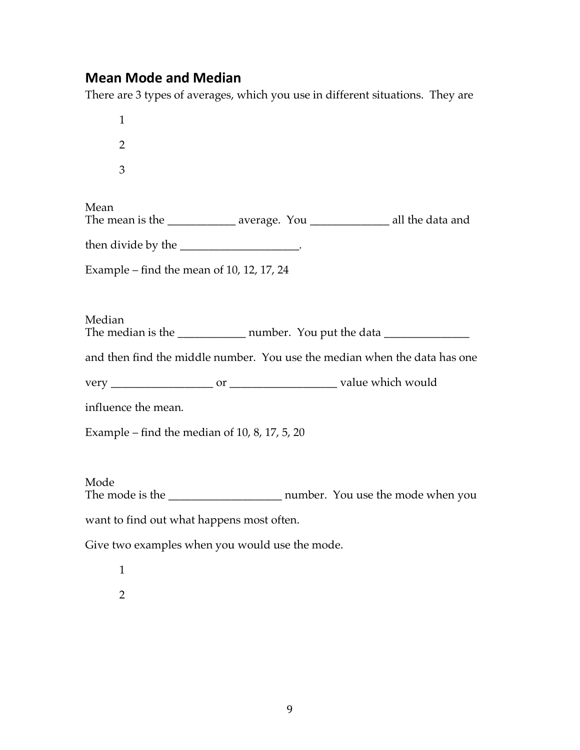## Mean Mode and Median

There are 3 types of averages, which you use in different situations. They are

1

2

3

Mean

The mean is the ____________ average. You ______________ all the data and then divide by the _____________________.

Example – find the mean of 10, 12, 17, 24

Median

The median is the ____________ number. You put the data _______________ and then find the middle number. You use the median when the data has one very __________________ or ___________________ value which would influence the mean.

Example – find the median of 10, 8, 17, 5, 20

Mode

The mode is the ____________________ number. You use the mode when you want to find out what happens most often.

Give two examples when you would use the mode.

1

2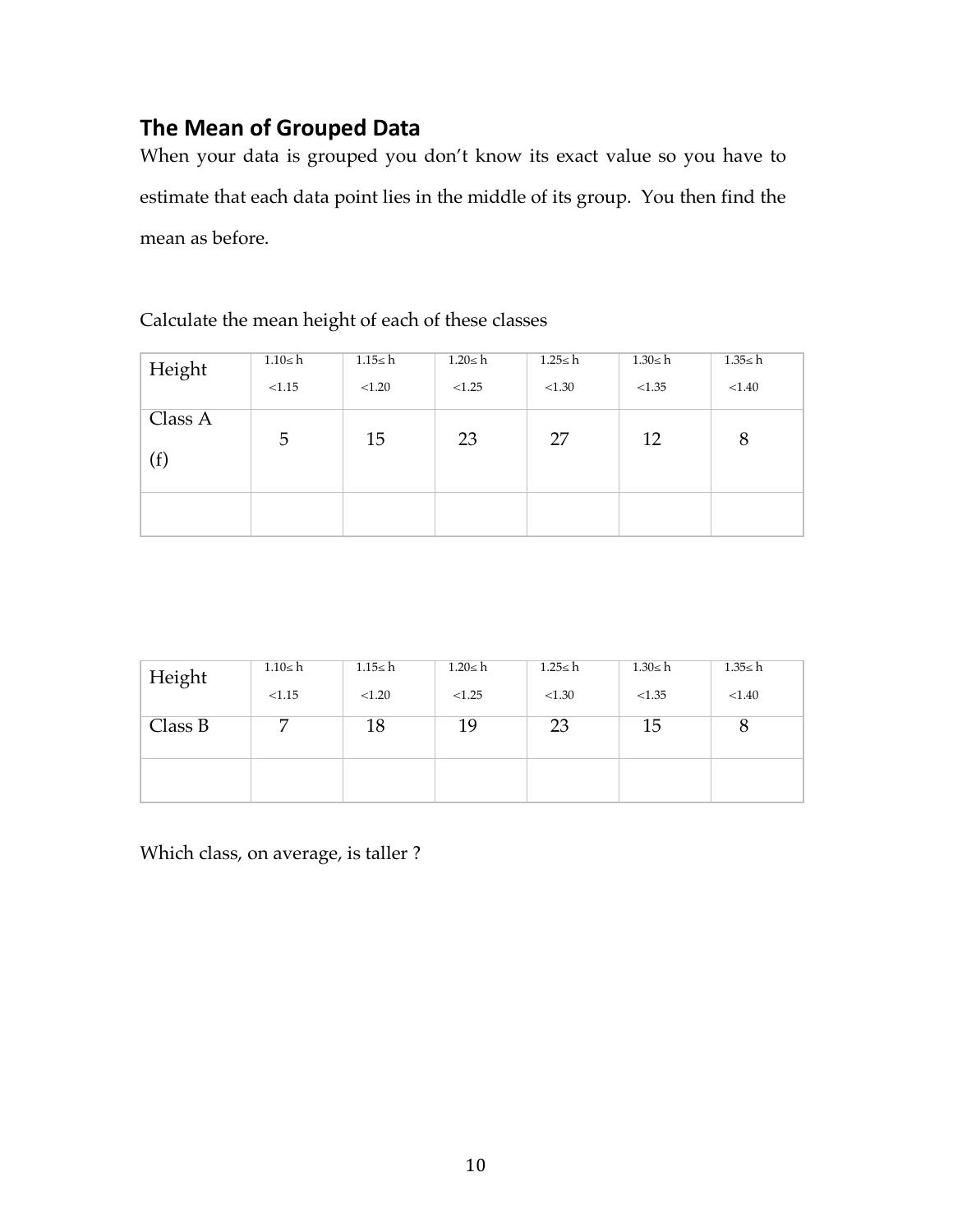## The Mean of Grouped Data

When your data is grouped you don't know its exact value so you have to estimate that each data point lies in the middle of its group. You then find the mean as before.

Calculate the mean height of each of these classes

| Height | $1.10 \leq h < 1.15$ | $1.15 \leq h < 1.20$ | $1.20 \leq h < 1.25$ | $1.25 \leq h < 1.30$ | $1.30 \leq h < 1.35$ | $1.35 \leq h < 1.40$ |
|---|---|---|---|---|---|---|
| Class A (f) | 5 | 15 | 23 | 27 | 12 | 8 |
| | | | | | | |

| Height | $1.10 \leq h < 1.15$ | $1.15 \leq h < 1.20$ | $1.20 \leq h < 1.25$ | $1.25 \leq h < 1.30$ | $1.30 \leq h < 1.35$ | $1.35 \leq h < 1.40$ |
|---|---|---|---|---|---|---|
| Class B | 7 | 18 | 19 | 23 | 15 | 8 |
| | | | | | | |

Which class, on average, is taller ?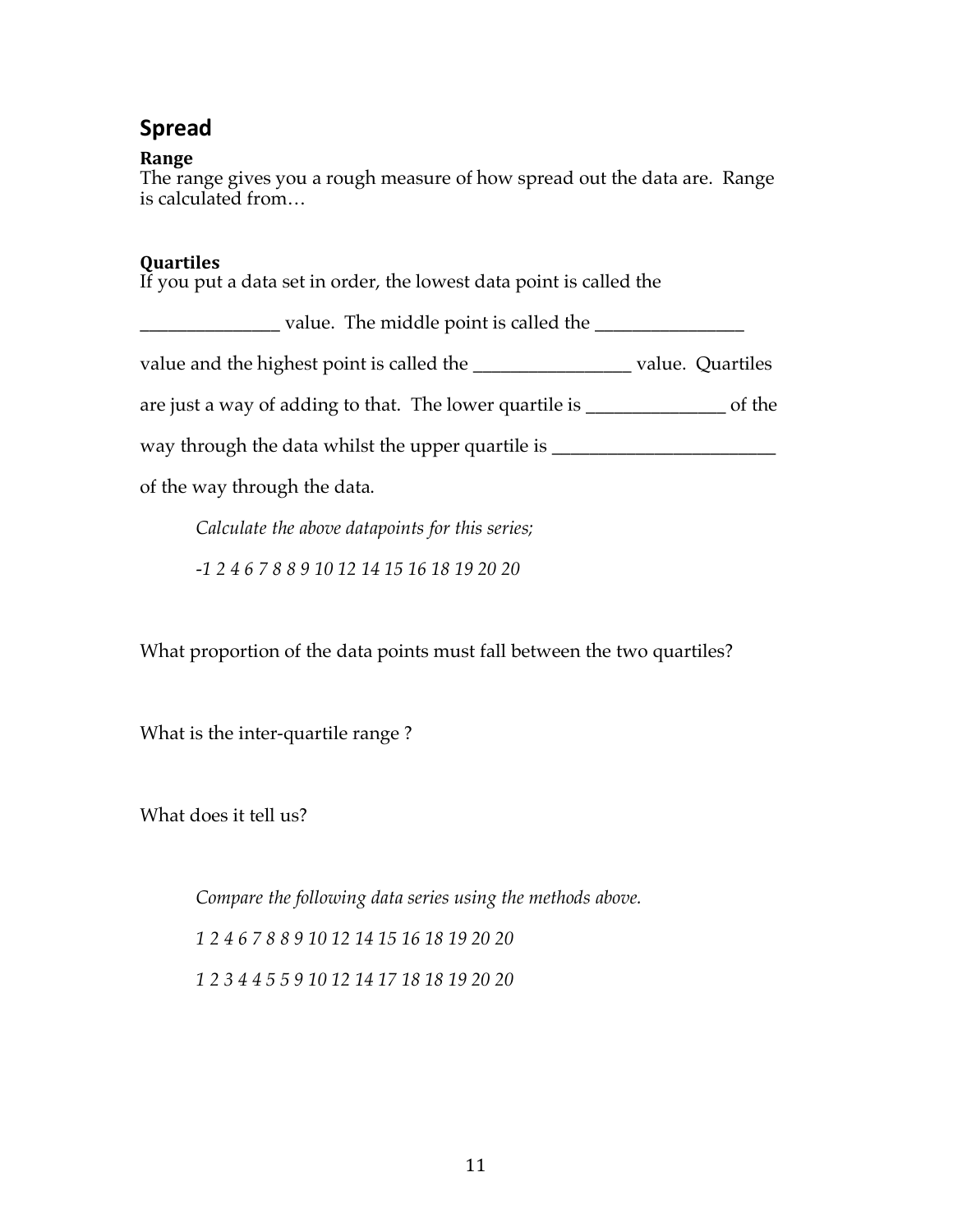## Spread

**Range**

The range gives you a rough measure of how spread out the data are. Range is calculated from…

**Quartiles**

If you put a data set in order, the lowest data point is called the _______________ value. The middle point is called the ________________ value and the highest point is called the _________________ value. Quartiles are just a way of adding to that. The lower quartile is _______________ of the way through the data whilst the upper quartile is ________________________ of the way through the data.

*Calculate the above datapoints for this series;*

*-1 2 4 6 7 8 8 9 10 12 14 15 16 18 19 20 20*

What proportion of the data points must fall between the two quartiles?

What is the inter-quartile range ?

What does it tell us?

*Compare the following data series using the methods above.*

*1 2 4 6 7 8 8 9 10 12 14 15 16 18 19 20 20*

*1 2 3 4 4 5 5 9 10 12 14 17 18 18 19 20 20*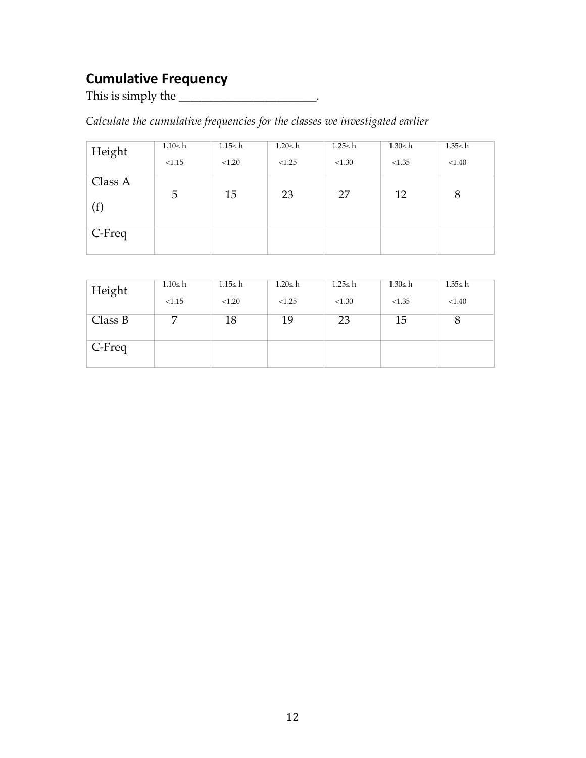## Cumulative Frequency

This is simply the ________________________.

*Calculate the cumulative frequencies for the classes we investigated earlier*

| Height | $1.10 \leq h < 1.15$ | $1.15 \leq h < 1.20$ | $1.20 \leq h < 1.25$ | $1.25 \leq h < 1.30$ | $1.30 \leq h < 1.35$ | $1.35 \leq h < 1.40$ |
|---|---|---|---|---|---|---|
| Class A (f) | 5 | 15 | 23 | 27 | 12 | 8 |
| C-Freq | | | | | | |

| Height | $1.10 \leq h < 1.15$ | $1.15 \leq h < 1.20$ | $1.20 \leq h < 1.25$ | $1.25 \leq h < 1.30$ | $1.30 \leq h < 1.35$ | $1.35 \leq h < 1.40$ |
|---|---|---|---|---|---|---|
| Class B | 7 | 18 | 19 | 23 | 15 | 8 |
| C-Freq | | | | | | |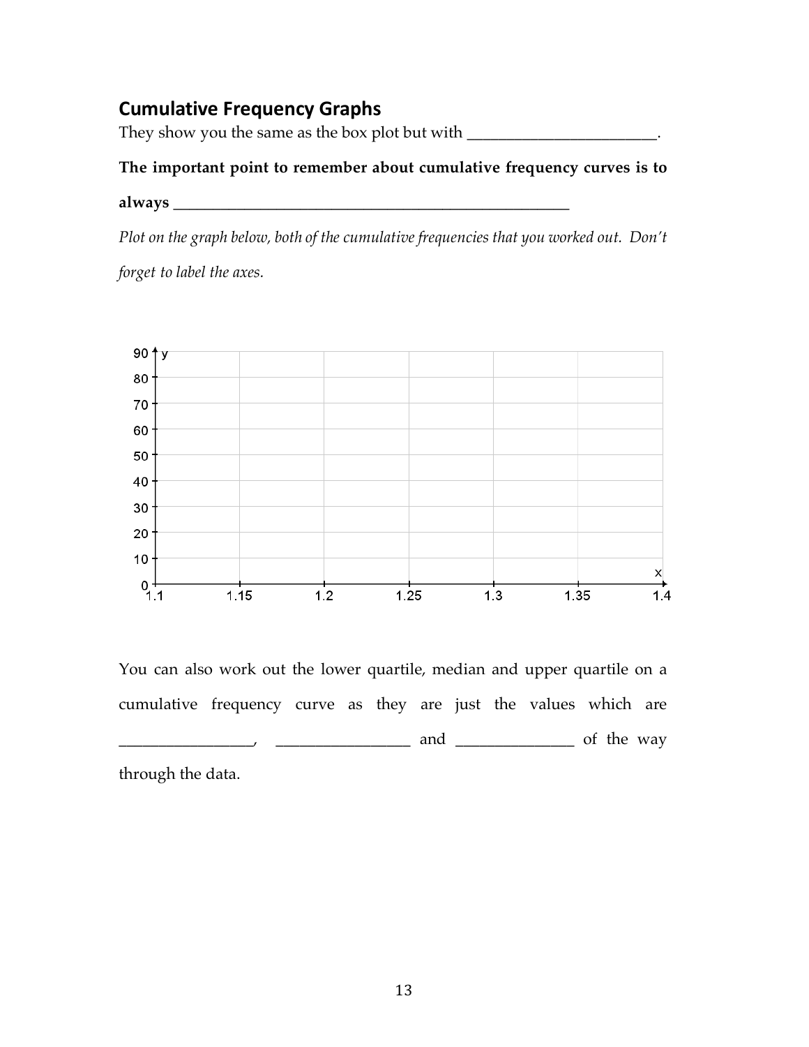## Cumulative Frequency Graphs

They show you the same as the box plot but with ________________________.

**The important point to remember about cumulative frequency curves is to always ________________________________________________**

*Plot on the graph below, both of the cumulative frequencies that you worked out. Don't forget to label the axes.*

You can also work out the lower quartile, median and upper quartile on a cumulative frequency curve as they are just the values which are _________________, _________________ and _______________ of the way through the data.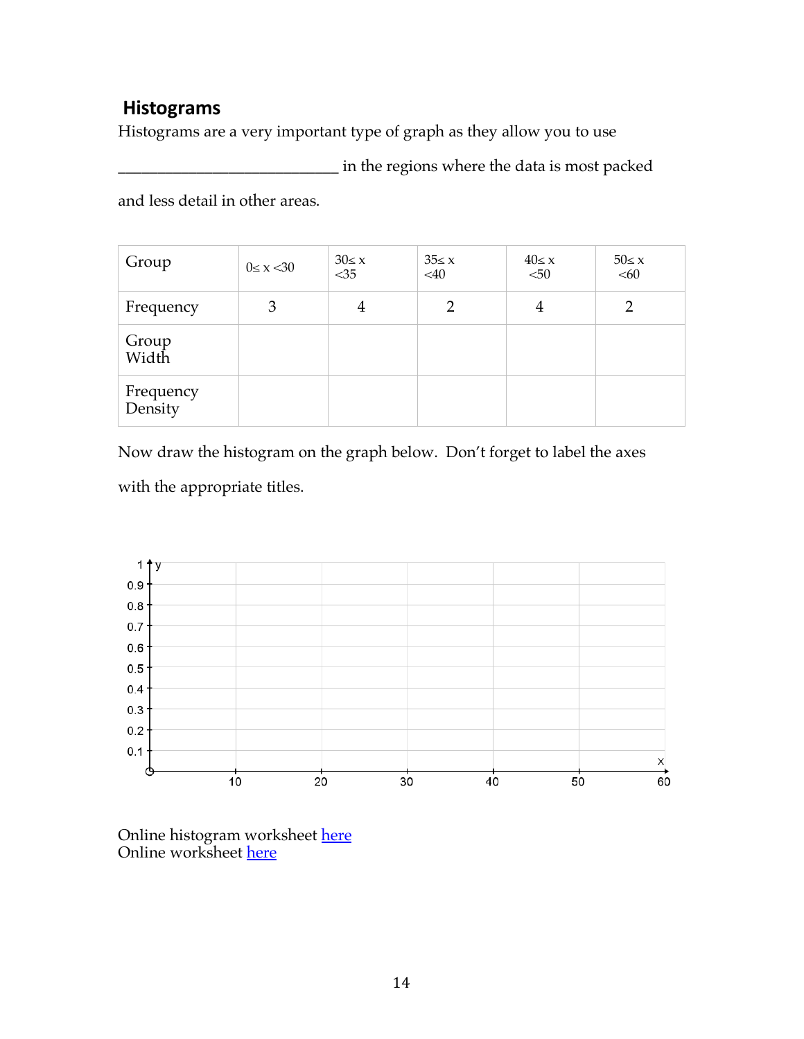## Histograms

Histograms are a very important type of graph as they allow you to use

___________________________ in the regions where the data is most packed

and less detail in other areas.

| Group | $0 \leq x < 30$ | $30 \leq x < 35$ | $35 \leq x < 40$ | $40 \leq x < 50$ | $50 \leq x < 60$ |
|---|---|---|---|---|---|
| Frequency | 3 | 4 | 2 | 4 | 2 |
| Group Width | | | | | |
| Frequency Density | | | | | |

Now draw the histogram on the graph below. Don't forget to label the axes with the appropriate titles.

y
1
0.9
0.8
0.7
0.6
0.5
0.4
0.3
0.2
0.1
0
10
20
30
40
50
60
x

Online histogram worksheet here
Online worksheet here